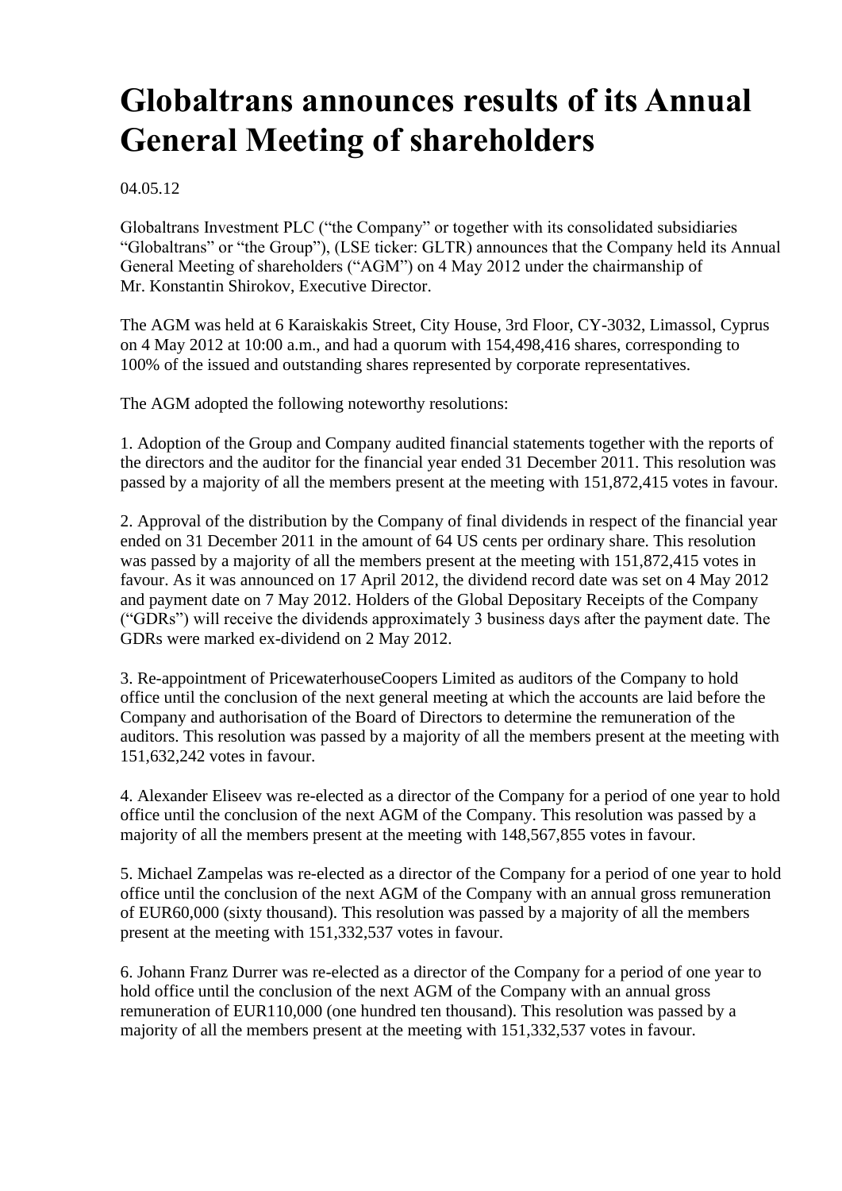# Globaltrans announces results of its Annual General Meeting of shareholders

04.05.12

Globaltrans Investment PLC ("the Company" or together with its consolidated subsidiaries "Globaltrans" or "the Group"), (LSE ticker: GLTR) announces that the Company held its Annual General Meeting of shareholders ("AGM") on 4 May 2012 under the chairmanship of Mr. Konstantin Shirokov, Executive Director.

The AGM was held at 6 Karaiskakis Street, City House, 3rd Floor, CY-3032, Limassol, Cyprus on 4 May 2012 at 10:00 a.m., and had a quorum with 154,498,416 shares, corresponding to 100% of the issued and outstanding shares represented by corporate representatives.

The AGM adopted the following noteworthy resolutions:

1. Adoption of the Group and Company audited financial statements together with the reports of the directors and the auditor for the financial year ended 31 December 2011. This resolution was passed by a majority of all the members present at the meeting with 151,872,415 votes in favour.

2. Approval of the distribution by the Company of final dividends in respect of the financial year ended on 31 December 2011 in the amount of 64 US cents per ordinary share. This resolution was passed by a majority of all the members present at the meeting with 151,872,415 votes in favour. As it was announced on 17 April 2012, the dividend record date was set on 4 May 2012 and payment date on 7 May 2012. Holders of the Global Depositary Receipts of the Company ("GDRs") will receive the dividends approximately 3 business days after the payment date. The GDRs were marked ex-dividend on 2 May 2012.

3. Re-appointment of PricewaterhouseCoopers Limited as auditors of the Company to hold office until the conclusion of the next general meeting at which the accounts are laid before the Company and authorisation of the Board of Directors to determine the remuneration of the auditors. This resolution was passed by a majority of all the members present at the meeting with 151,632,242 votes in favour.

4. Alexander Eliseev was re-elected as a director of the Company for a period of one year to hold office until the conclusion of the next AGM of the Company. This resolution was passed by a majority of all the members present at the meeting with 148,567,855 votes in favour.

5. Michael Zampelas was re-elected as a director of the Company for a period of one year to hold office until the conclusion of the next AGM of the Company with an annual gross remuneration of EUR60,000 (sixty thousand). This resolution was passed by a majority of all the members present at the meeting with 151,332,537 votes in favour.

6. Johann Franz Durrer was re-elected as a director of the Company for a period of one year to hold office until the conclusion of the next AGM of the Company with an annual gross remuneration of EUR110,000 (one hundred ten thousand). This resolution was passed by a majority of all the members present at the meeting with 151,332,537 votes in favour.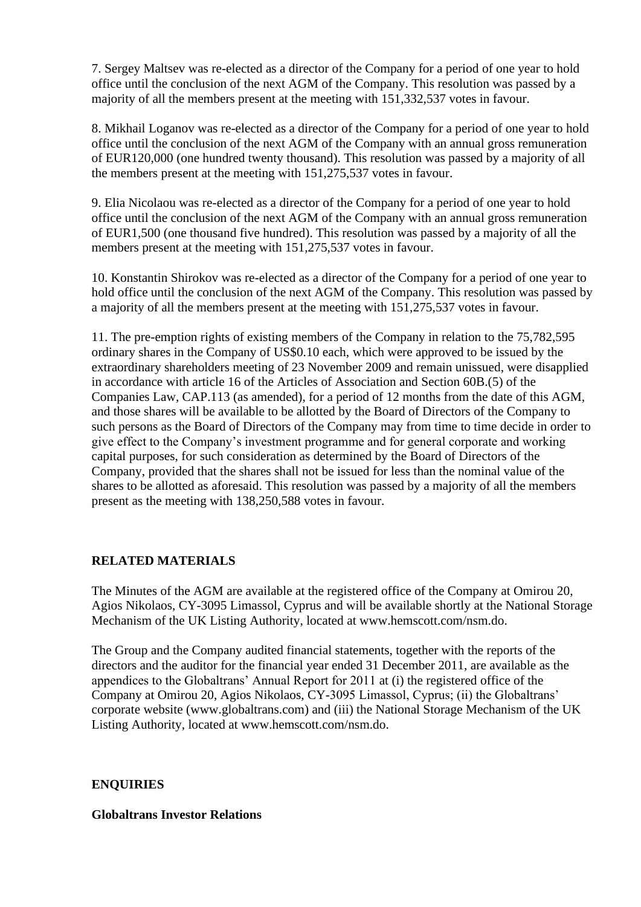7. Sergey Maltsev was re-elected as a director of the Company for a period of one year to hold office until the conclusion of the next AGM of the Company. This resolution was passed by a majority of all the members present at the meeting with 151,332,537 votes in favour.

8. Mikhail Loganov was re-elected as a director of the Company for a period of one year to hold office until the conclusion of the next AGM of the Company with an annual gross remuneration of EUR120,000 (one hundred twenty thousand). This resolution was passed by a majority of all the members present at the meeting with 151,275,537 votes in favour.

9. Elia Nicolaou was re-elected as a director of the Company for a period of one year to hold office until the conclusion of the next AGM of the Company with an annual gross remuneration of EUR1,500 (one thousand five hundred). This resolution was passed by a majority of all the members present at the meeting with 151,275,537 votes in favour.

10. Konstantin Shirokov was re-elected as a director of the Company for a period of one year to hold office until the conclusion of the next AGM of the Company. This resolution was passed by a majority of all the members present at the meeting with 151,275,537 votes in favour.

11. The pre-emption rights of existing members of the Company in relation to the 75,782,595 ordinary shares in the Company of US$0.10 each, which were approved to be issued by the extraordinary shareholders meeting of 23 November 2009 and remain unissued, were disapplied in accordance with article 16 of the Articles of Association and Section 60B.(5) of the Companies Law, CAP.113 (as amended), for a period of 12 months from the date of this AGM, and those shares will be available to be allotted by the Board of Directors of the Company to such persons as the Board of Directors of the Company may from time to time decide in order to give effect to the Company's investment programme and for general corporate and working capital purposes, for such consideration as determined by the Board of Directors of the Company, provided that the shares shall not be issued for less than the nominal value of the shares to be allotted as aforesaid. This resolution was passed by a majority of all the members present as the meeting with 138,250,588 votes in favour.

**RELATED MATERIALS**

The Minutes of the AGM are available at the registered office of the Company at Omirou 20, Agios Nikolaos, CY-3095 Limassol, Cyprus and will be available shortly at the National Storage Mechanism of the UK Listing Authority, located at www.hemscott.com/nsm.do.

The Group and the Company audited financial statements, together with the reports of the directors and the auditor for the financial year ended 31 December 2011, are available as the appendices to the Globaltrans' Annual Report for 2011 at (i) the registered office of the Company at Omirou 20, Agios Nikolaos, CY-3095 Limassol, Cyprus; (ii) the Globaltrans' corporate website (www.globaltrans.com) and (iii) the National Storage Mechanism of the UK Listing Authority, located at www.hemscott.com/nsm.do.

**ENQUIRIES**

**Globaltrans Investor Relations**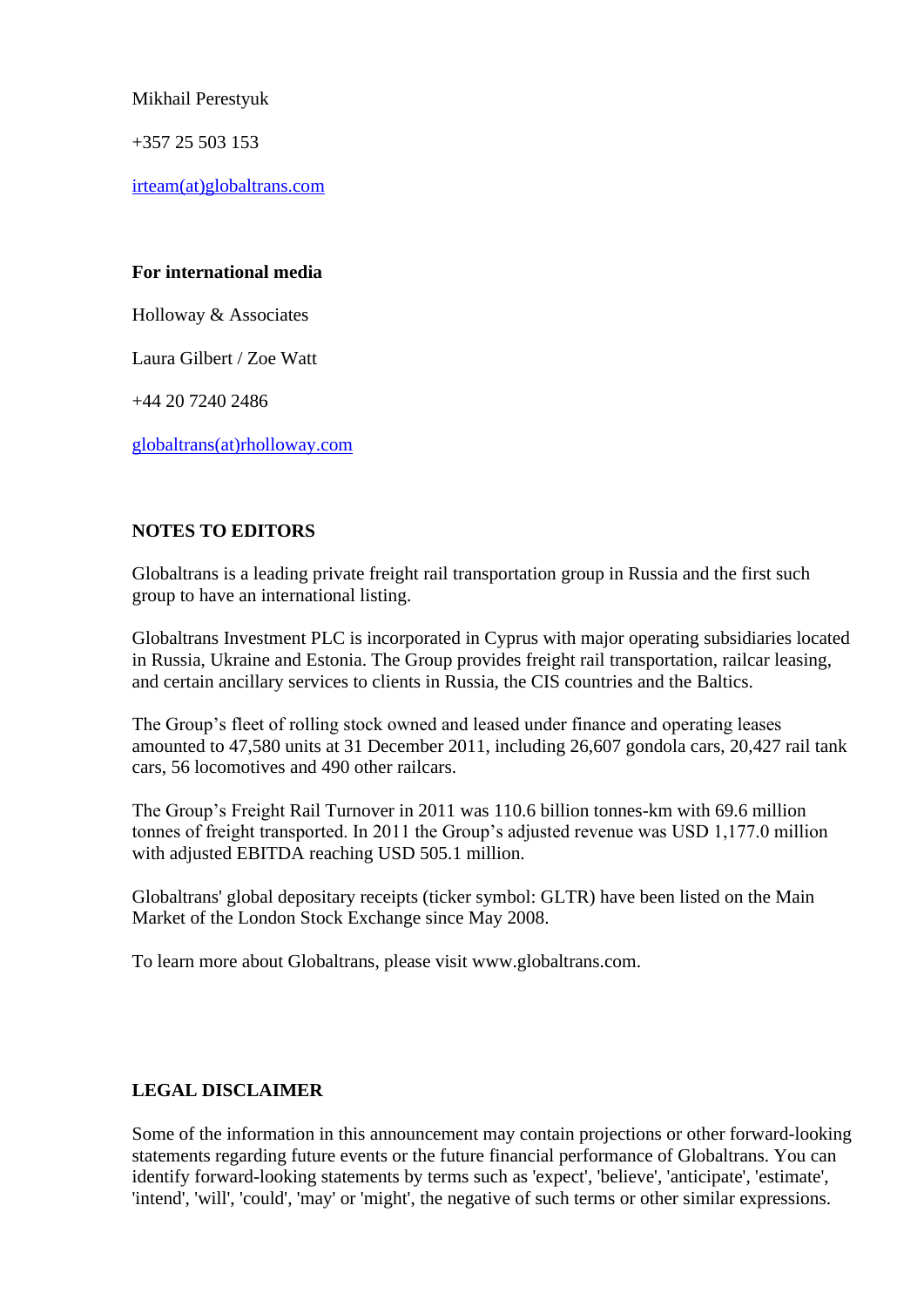Mikhail Perestyuk

+357 25 503 153

irteam(at)globaltrans.com

**For international media**

Holloway & Associates

Laura Gilbert / Zoe Watt

+44 20 7240 2486

globaltrans(at)rholloway.com

**NOTES TO EDITORS**

Globaltrans is a leading private freight rail transportation group in Russia and the first such group to have an international listing.

Globaltrans Investment PLC is incorporated in Cyprus with major operating subsidiaries located in Russia, Ukraine and Estonia. The Group provides freight rail transportation, railcar leasing, and certain ancillary services to clients in Russia, the CIS countries and the Baltics.

The Group's fleet of rolling stock owned and leased under finance and operating leases amounted to 47,580 units at 31 December 2011, including 26,607 gondola cars, 20,427 rail tank cars, 56 locomotives and 490 other railcars.

The Group's Freight Rail Turnover in 2011 was 110.6 billion tonnes-km with 69.6 million tonnes of freight transported. In 2011 the Group's adjusted revenue was USD 1,177.0 million with adjusted EBITDA reaching USD 505.1 million.

Globaltrans' global depositary receipts (ticker symbol: GLTR) have been listed on the Main Market of the London Stock Exchange since May 2008.

To learn more about Globaltrans, please visit www.globaltrans.com.

**LEGAL DISCLAIMER**

Some of the information in this announcement may contain projections or other forward-looking statements regarding future events or the future financial performance of Globaltrans. You can identify forward-looking statements by terms such as 'expect', 'believe', 'anticipate', 'estimate', 'intend', 'will', 'could', 'may' or 'might', the negative of such terms or other similar expressions.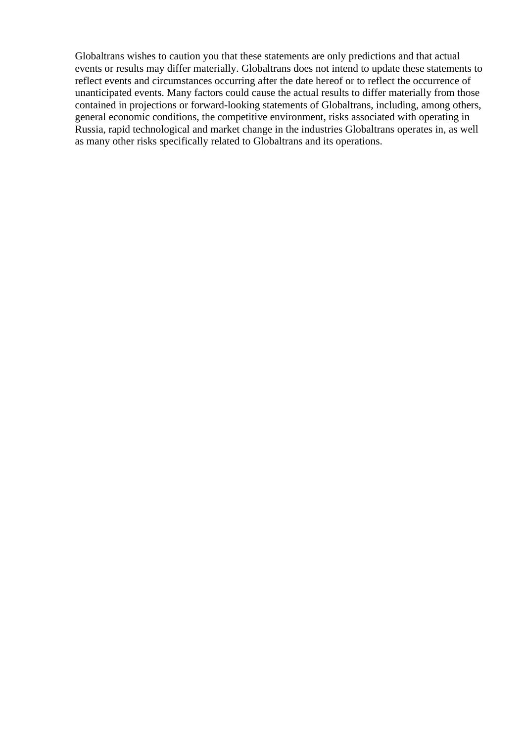Globaltrans wishes to caution you that these statements are only predictions and that actual events or results may differ materially. Globaltrans does not intend to update these statements to reflect events and circumstances occurring after the date hereof or to reflect the occurrence of unanticipated events. Many factors could cause the actual results to differ materially from those contained in projections or forward-looking statements of Globaltrans, including, among others, general economic conditions, the competitive environment, risks associated with operating in Russia, rapid technological and market change in the industries Globaltrans operates in, as well as many other risks specifically related to Globaltrans and its operations.